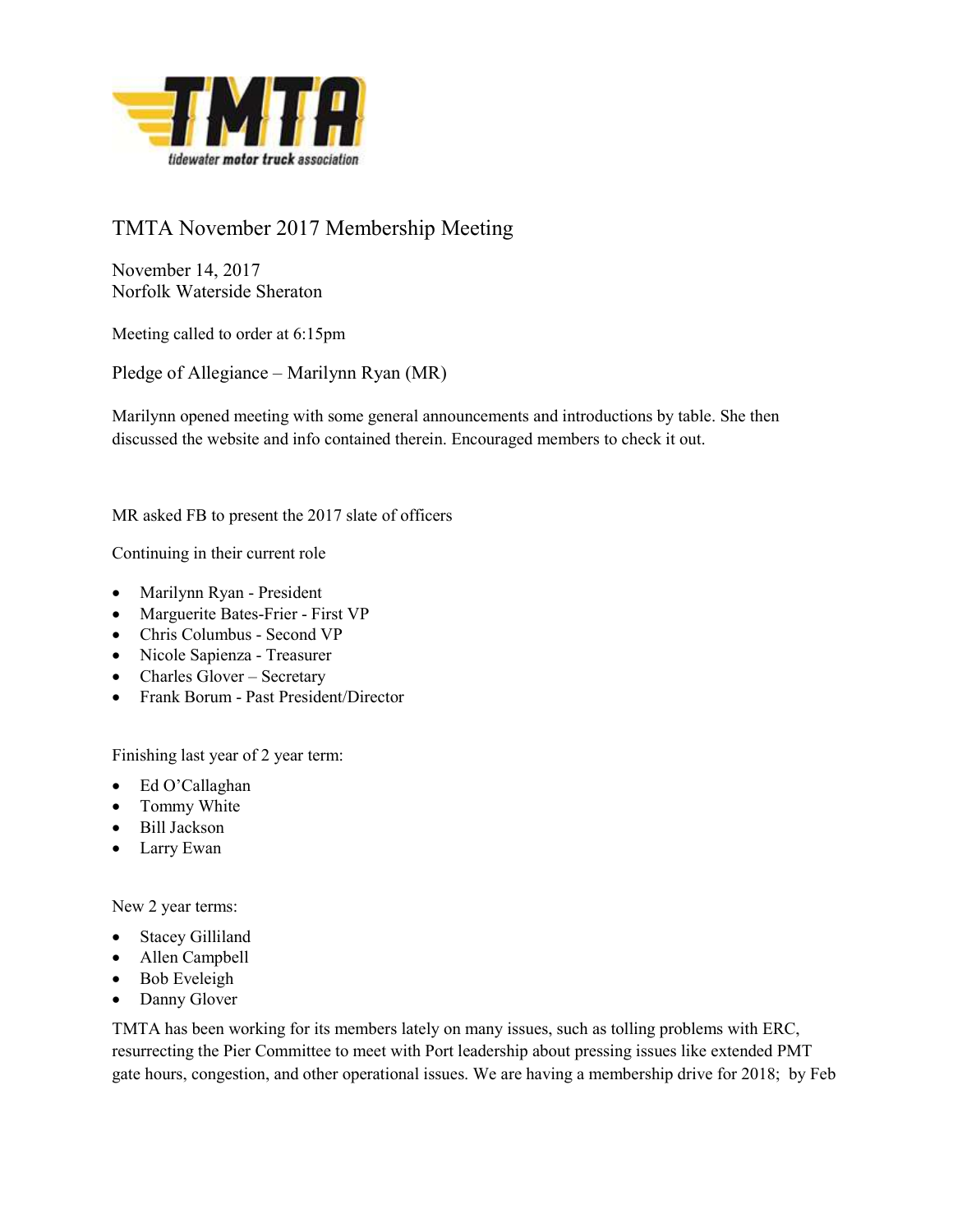# TMTA November 2017 Membership Meeting

November 14, 2017
Norfolk Waterside Sheraton

Meeting called to order at 6:15pm

Pledge of Allegiance – Marilynn Ryan (MR)

Marilynn opened meeting with some general announcements and introductions by table. She then discussed the website and info contained therein. Encouraged members to check it out.

MR asked FB to present the 2017 slate of officers

Continuing in their current role

- Marilynn Ryan - President
- Marguerite Bates-Frier - First VP
- Chris Columbus - Second VP
- Nicole Sapienza - Treasurer
- Charles Glover – Secretary
- Frank Borum - Past President/Director

Finishing last year of 2 year term:

- Ed O'Callaghan
- Tommy White
- Bill Jackson
- Larry Ewan

New 2 year terms:

- Stacey Gilliland
- Allen Campbell
- Bob Eveleigh
- Danny Glover

TMTA has been working for its members lately on many issues, such as tolling problems with ERC, resurrecting the Pier Committee to meet with Port leadership about pressing issues like extended PMT gate hours, congestion, and other operational issues. We are having a membership drive for 2018; by Feb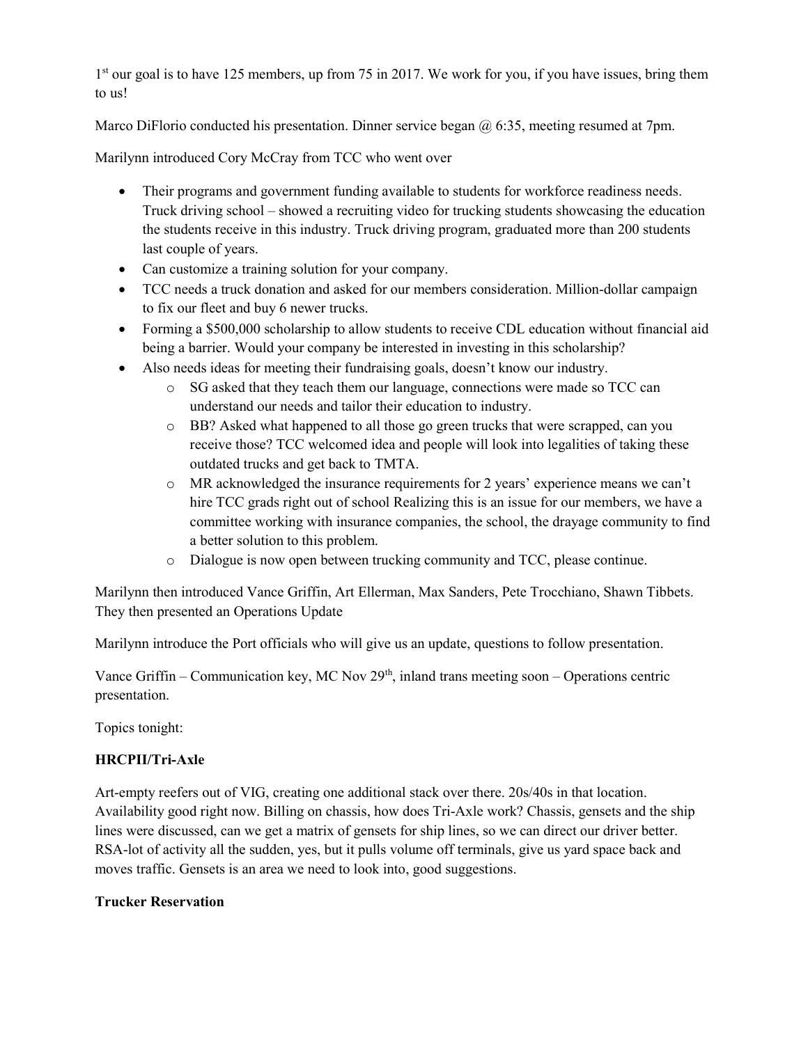1st our goal is to have 125 members, up from 75 in 2017. We work for you, if you have issues, bring them to us!

Marco DiFlorio conducted his presentation. Dinner service began @ 6:35, meeting resumed at 7pm.

Marilynn introduced Cory McCray from TCC who went over

- Their programs and government funding available to students for workforce readiness needs. Truck driving school – showed a recruiting video for trucking students showcasing the education the students receive in this industry. Truck driving program, graduated more than 200 students last couple of years.
- Can customize a training solution for your company.
- TCC needs a truck donation and asked for our members consideration. Million-dollar campaign to fix our fleet and buy 6 newer trucks.
- Forming a $500,000 scholarship to allow students to receive CDL education without financial aid being a barrier. Would your company be interested in investing in this scholarship?
- Also needs ideas for meeting their fundraising goals, doesn't know our industry.
  - SG asked that they teach them our language, connections were made so TCC can understand our needs and tailor their education to industry.
  - BB? Asked what happened to all those go green trucks that were scrapped, can you receive those? TCC welcomed idea and people will look into legalities of taking these outdated trucks and get back to TMTA.
  - MR acknowledged the insurance requirements for 2 years' experience means we can't hire TCC grads right out of school Realizing this is an issue for our members, we have a committee working with insurance companies, the school, the drayage community to find a better solution to this problem.
  - Dialogue is now open between trucking community and TCC, please continue.

Marilynn then introduced Vance Griffin, Art Ellerman, Max Sanders, Pete Trocchiano, Shawn Tibbets. They then presented an Operations Update

Marilynn introduce the Port officials who will give us an update, questions to follow presentation.

Vance Griffin – Communication key, MC Nov 29th, inland trans meeting soon – Operations centric presentation.

Topics tonight:

**HRCPII/Tri-Axle**

Art-empty reefers out of VIG, creating one additional stack over there. 20s/40s in that location. Availability good right now. Billing on chassis, how does Tri-Axle work? Chassis, gensets and the ship lines were discussed, can we get a matrix of gensets for ship lines, so we can direct our driver better. RSA-lot of activity all the sudden, yes, but it pulls volume off terminals, give us yard space back and moves traffic. Gensets is an area we need to look into, good suggestions.

**Trucker Reservation**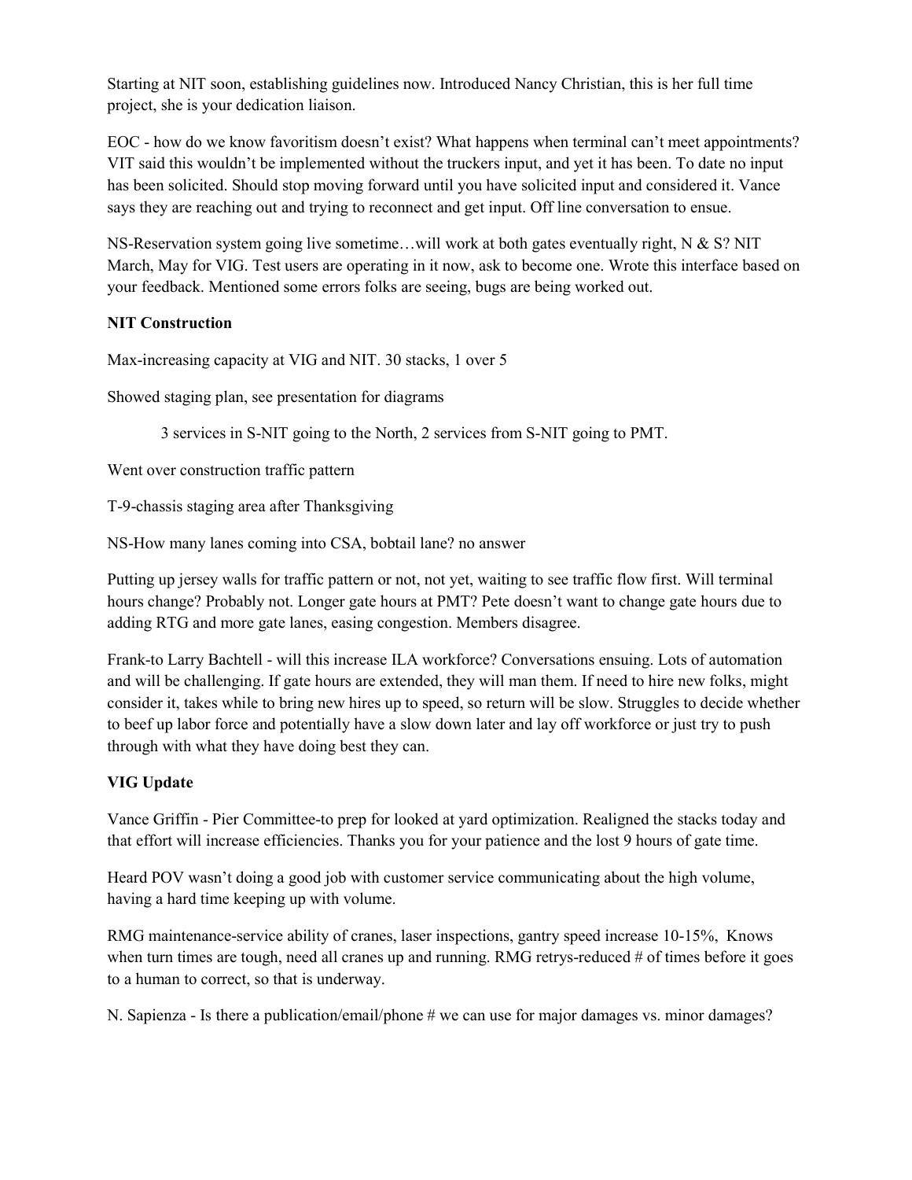Starting at NIT soon, establishing guidelines now. Introduced Nancy Christian, this is her full time project, she is your dedication liaison.

EOC - how do we know favoritism doesn't exist? What happens when terminal can't meet appointments? VIT said this wouldn't be implemented without the truckers input, and yet it has been. To date no input has been solicited. Should stop moving forward until you have solicited input and considered it. Vance says they are reaching out and trying to reconnect and get input. Off line conversation to ensue.

NS-Reservation system going live sometime…will work at both gates eventually right, N & S? NIT March, May for VIG. Test users are operating in it now, ask to become one. Wrote this interface based on your feedback. Mentioned some errors folks are seeing, bugs are being worked out.

**NIT Construction**

Max-increasing capacity at VIG and NIT. 30 stacks, 1 over 5

Showed staging plan, see presentation for diagrams

> 3 services in S-NIT going to the North, 2 services from S-NIT going to PMT.

Went over construction traffic pattern

T-9-chassis staging area after Thanksgiving

NS-How many lanes coming into CSA, bobtail lane? no answer

Putting up jersey walls for traffic pattern or not, not yet, waiting to see traffic flow first. Will terminal hours change? Probably not. Longer gate hours at PMT? Pete doesn't want to change gate hours due to adding RTG and more gate lanes, easing congestion. Members disagree.

Frank-to Larry Bachtell - will this increase ILA workforce? Conversations ensuing. Lots of automation and will be challenging. If gate hours are extended, they will man them. If need to hire new folks, might consider it, takes while to bring new hires up to speed, so return will be slow. Struggles to decide whether to beef up labor force and potentially have a slow down later and lay off workforce or just try to push through with what they have doing best they can.

**VIG Update**

Vance Griffin - Pier Committee-to prep for looked at yard optimization. Realigned the stacks today and that effort will increase efficiencies. Thanks you for your patience and the lost 9 hours of gate time.

Heard POV wasn't doing a good job with customer service communicating about the high volume, having a hard time keeping up with volume.

RMG maintenance-service ability of cranes, laser inspections, gantry speed increase 10-15%, Knows when turn times are tough, need all cranes up and running. RMG retrys-reduced # of times before it goes to a human to correct, so that is underway.

N. Sapienza - Is there a publication/email/phone # we can use for major damages vs. minor damages?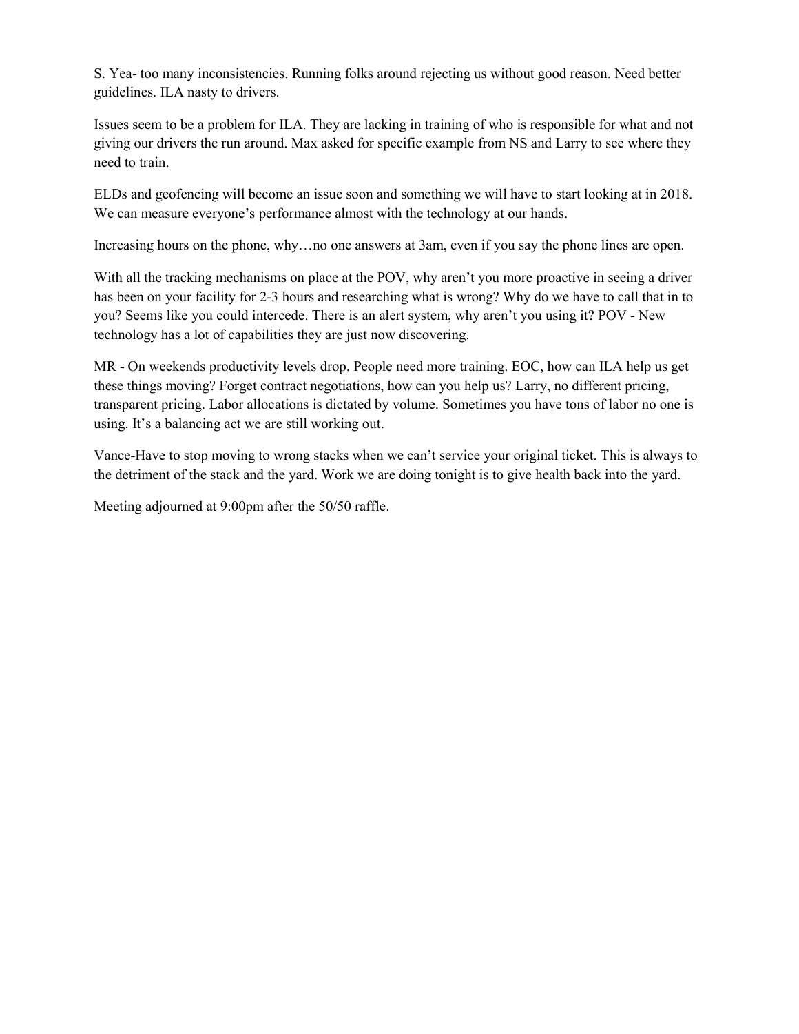S. Yea- too many inconsistencies. Running folks around rejecting us without good reason. Need better guidelines. ILA nasty to drivers.

Issues seem to be a problem for ILA. They are lacking in training of who is responsible for what and not giving our drivers the run around. Max asked for specific example from NS and Larry to see where they need to train.

ELDs and geofencing will become an issue soon and something we will have to start looking at in 2018. We can measure everyone's performance almost with the technology at our hands.

Increasing hours on the phone, why…no one answers at 3am, even if you say the phone lines are open.

With all the tracking mechanisms on place at the POV, why aren't you more proactive in seeing a driver has been on your facility for 2-3 hours and researching what is wrong? Why do we have to call that in to you? Seems like you could intercede. There is an alert system, why aren't you using it? POV - New technology has a lot of capabilities they are just now discovering.

MR - On weekends productivity levels drop. People need more training. EOC, how can ILA help us get these things moving? Forget contract negotiations, how can you help us? Larry, no different pricing, transparent pricing. Labor allocations is dictated by volume. Sometimes you have tons of labor no one is using. It's a balancing act we are still working out.

Vance-Have to stop moving to wrong stacks when we can't service your original ticket. This is always to the detriment of the stack and the yard. Work we are doing tonight is to give health back into the yard.

Meeting adjourned at 9:00pm after the 50/50 raffle.